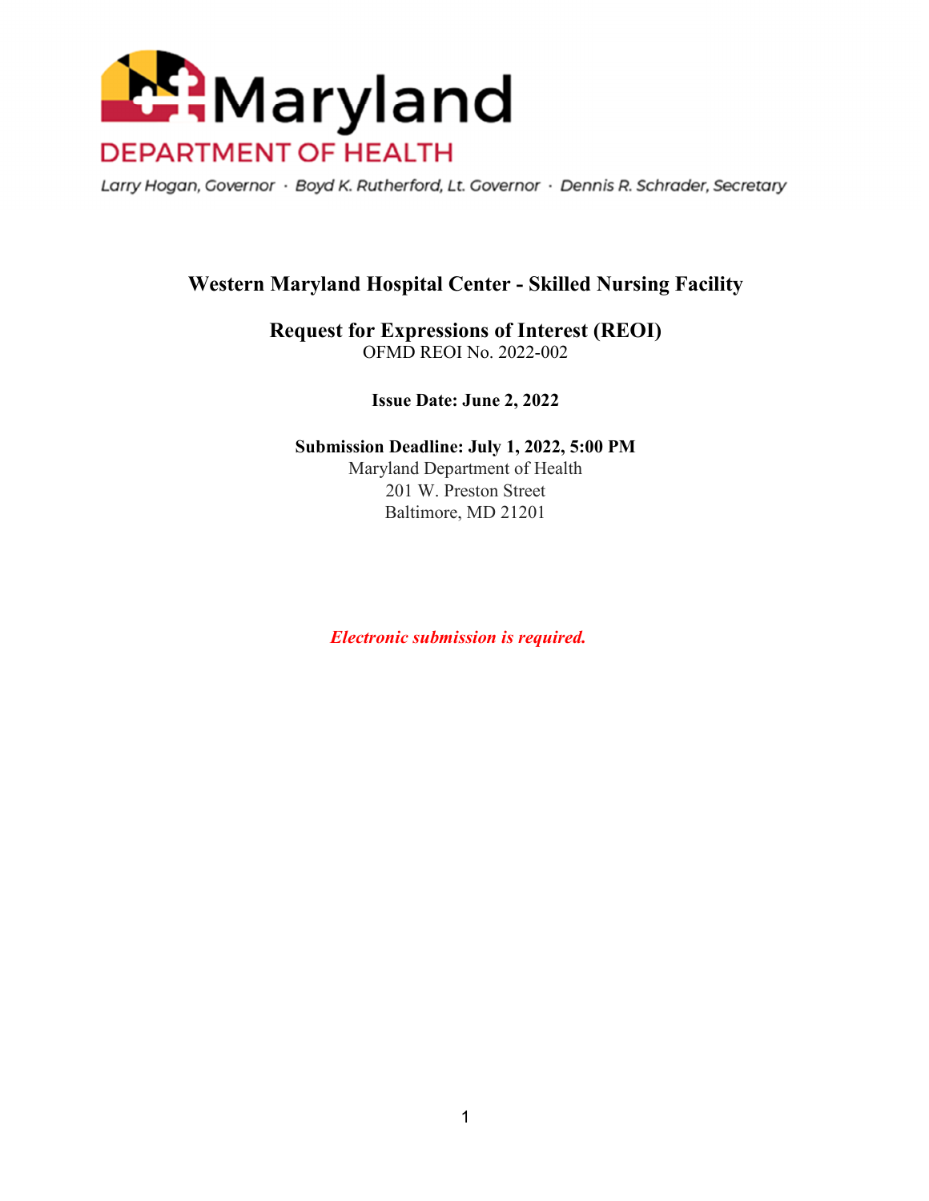Maryland

DEPARTMENT OF HEALTH

*Larry Hogan, Governor · Boyd K. Rutherford, Lt. Governor · Dennis R. Schrader, Secretary*

# Western Maryland Hospital Center - Skilled Nursing Facility

## Request for Expressions of Interest (REOI)

OFMD REOI No. 2022-002

**Issue Date: June 2, 2022**

**Submission Deadline: July 1, 2022, 5:00 PM**

Maryland Department of Health
201 W. Preston Street
Baltimore, MD 21201

***Electronic submission is required.***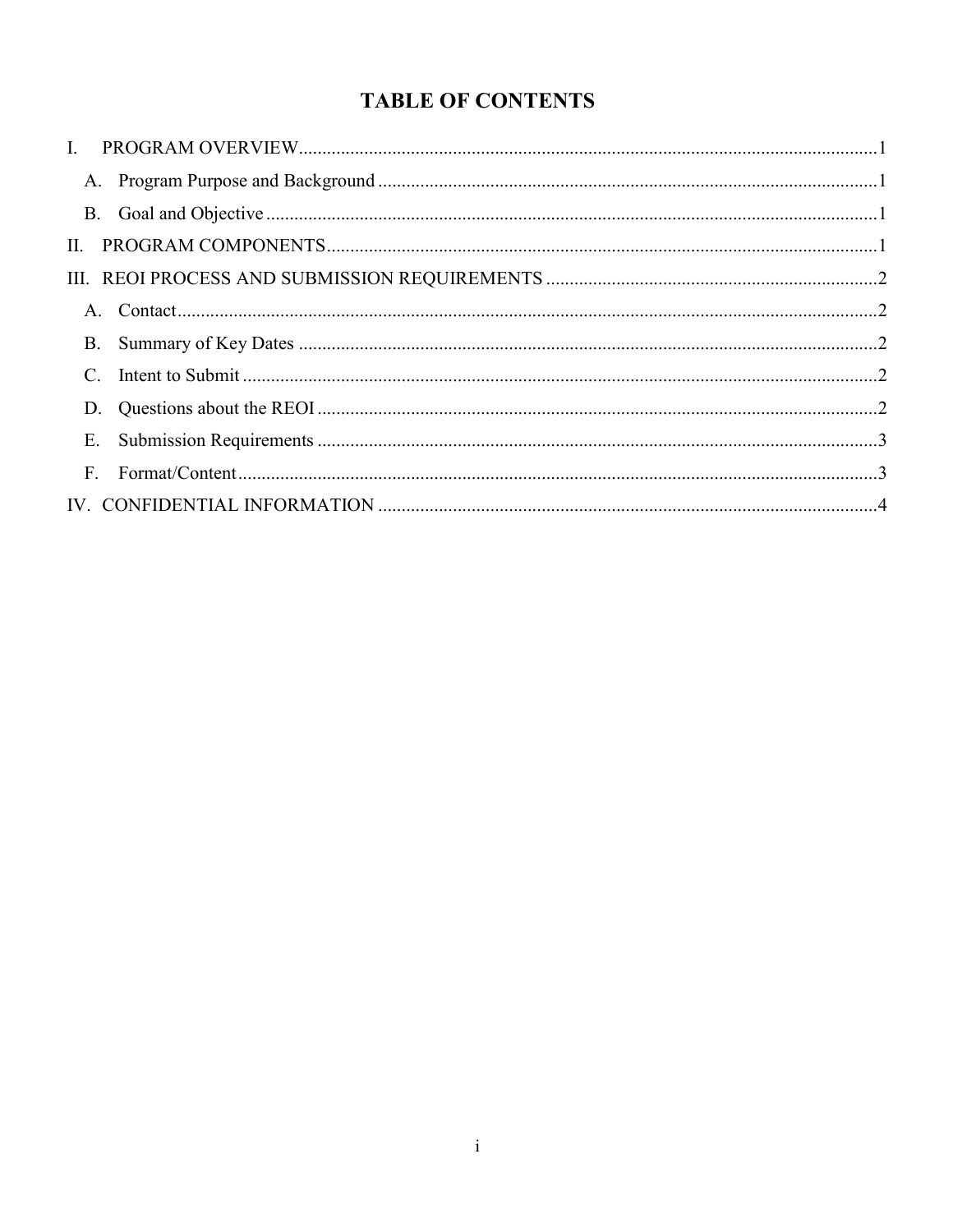# TABLE OF CONTENTS

I. PROGRAM OVERVIEW....................1

- A. Program Purpose and Background....................1
- B. Goal and Objective....................1

II. PROGRAM COMPONENTS....................1

III. REOI PROCESS AND SUBMISSION REQUIREMENTS....................2

- A. Contact....................2
- B. Summary of Key Dates....................2
- C. Intent to Submit....................2
- D. Questions about the REOI....................2
- E. Submission Requirements....................3
- F. Format/Content....................3

IV. CONFIDENTIAL INFORMATION....................4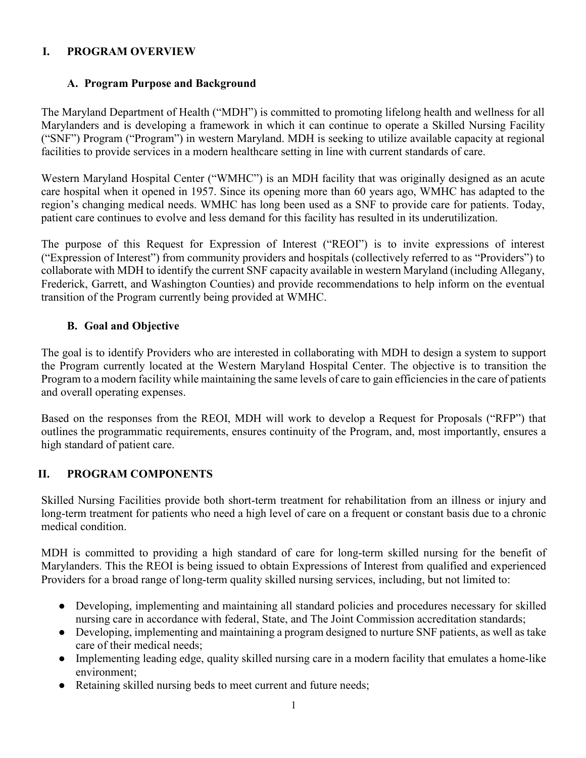## I. PROGRAM OVERVIEW

### A. Program Purpose and Background

The Maryland Department of Health ("MDH") is committed to promoting lifelong health and wellness for all Marylanders and is developing a framework in which it can continue to operate a Skilled Nursing Facility ("SNF") Program ("Program") in western Maryland. MDH is seeking to utilize available capacity at regional facilities to provide services in a modern healthcare setting in line with current standards of care.

Western Maryland Hospital Center ("WMHC") is an MDH facility that was originally designed as an acute care hospital when it opened in 1957. Since its opening more than 60 years ago, WMHC has adapted to the region's changing medical needs. WMHC has long been used as a SNF to provide care for patients. Today, patient care continues to evolve and less demand for this facility has resulted in its underutilization.

The purpose of this Request for Expression of Interest ("REOI") is to invite expressions of interest ("Expression of Interest") from community providers and hospitals (collectively referred to as "Providers") to collaborate with MDH to identify the current SNF capacity available in western Maryland (including Allegany, Frederick, Garrett, and Washington Counties) and provide recommendations to help inform on the eventual transition of the Program currently being provided at WMHC.

### B. Goal and Objective

The goal is to identify Providers who are interested in collaborating with MDH to design a system to support the Program currently located at the Western Maryland Hospital Center. The objective is to transition the Program to a modern facility while maintaining the same levels of care to gain efficiencies in the care of patients and overall operating expenses.

Based on the responses from the REOI, MDH will work to develop a Request for Proposals ("RFP") that outlines the programmatic requirements, ensures continuity of the Program, and, most importantly, ensures a high standard of patient care.

## II. PROGRAM COMPONENTS

Skilled Nursing Facilities provide both short-term treatment for rehabilitation from an illness or injury and long-term treatment for patients who need a high level of care on a frequent or constant basis due to a chronic medical condition.

MDH is committed to providing a high standard of care for long-term skilled nursing for the benefit of Marylanders. This the REOI is being issued to obtain Expressions of Interest from qualified and experienced Providers for a broad range of long-term quality skilled nursing services, including, but not limited to:

- Developing, implementing and maintaining all standard policies and procedures necessary for skilled nursing care in accordance with federal, State, and The Joint Commission accreditation standards;
- Developing, implementing and maintaining a program designed to nurture SNF patients, as well as take care of their medical needs;
- Implementing leading edge, quality skilled nursing care in a modern facility that emulates a home-like environment;
- Retaining skilled nursing beds to meet current and future needs;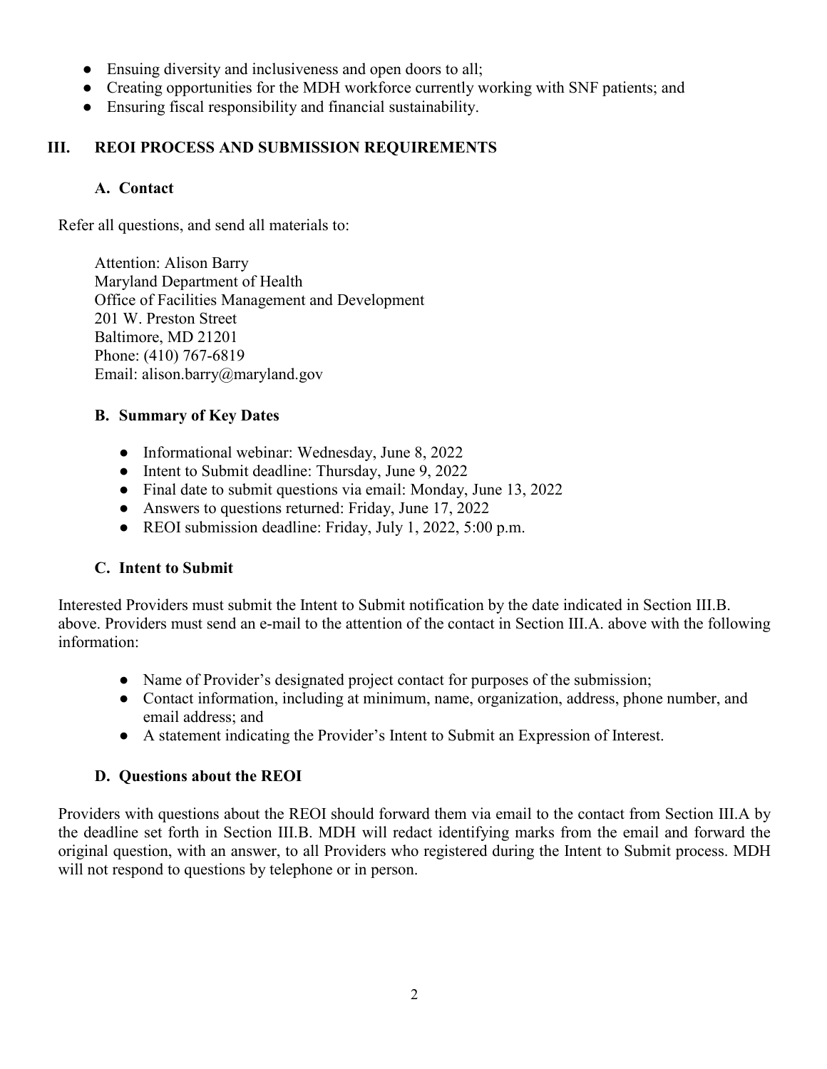- Ensuing diversity and inclusiveness and open doors to all;
- Creating opportunities for the MDH workforce currently working with SNF patients; and
- Ensuring fiscal responsibility and financial sustainability.

## III. REOI PROCESS AND SUBMISSION REQUIREMENTS

### A. Contact

Refer all questions, and send all materials to:

Attention: Alison Barry
Maryland Department of Health
Office of Facilities Management and Development
201 W. Preston Street
Baltimore, MD 21201
Phone: (410) 767-6819
Email: alison.barry@maryland.gov

### B. Summary of Key Dates

- Informational webinar: Wednesday, June 8, 2022
- Intent to Submit deadline: Thursday, June 9, 2022
- Final date to submit questions via email: Monday, June 13, 2022
- Answers to questions returned: Friday, June 17, 2022
- REOI submission deadline: Friday, July 1, 2022, 5:00 p.m.

### C. Intent to Submit

Interested Providers must submit the Intent to Submit notification by the date indicated in Section III.B. above. Providers must send an e-mail to the attention of the contact in Section III.A. above with the following information:

- Name of Provider's designated project contact for purposes of the submission;
- Contact information, including at minimum, name, organization, address, phone number, and email address; and
- A statement indicating the Provider's Intent to Submit an Expression of Interest.

### D. Questions about the REOI

Providers with questions about the REOI should forward them via email to the contact from Section III.A by the deadline set forth in Section III.B. MDH will redact identifying marks from the email and forward the original question, with an answer, to all Providers who registered during the Intent to Submit process. MDH will not respond to questions by telephone or in person.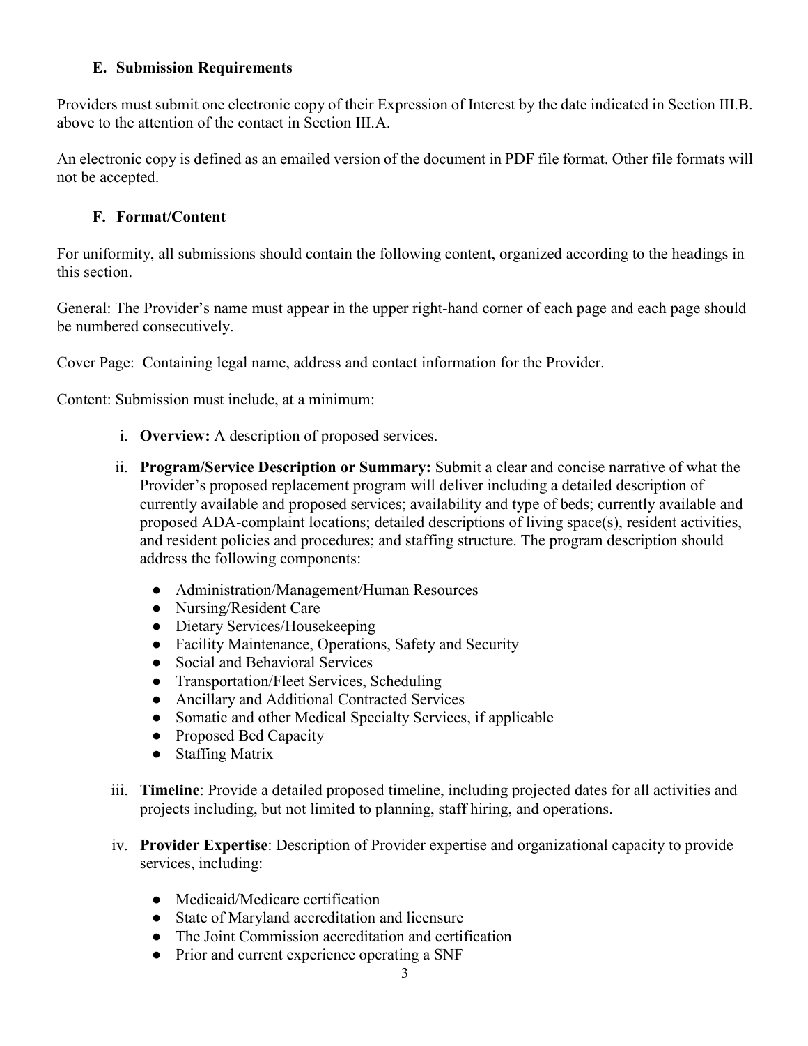### E. Submission Requirements

Providers must submit one electronic copy of their Expression of Interest by the date indicated in Section III.B. above to the attention of the contact in Section III.A.

An electronic copy is defined as an emailed version of the document in PDF file format. Other file formats will not be accepted.

### F. Format/Content

For uniformity, all submissions should contain the following content, organized according to the headings in this section.

General: The Provider's name must appear in the upper right-hand corner of each page and each page should be numbered consecutively.

Cover Page: Containing legal name, address and contact information for the Provider.

Content: Submission must include, at a minimum:

i. **Overview:** A description of proposed services.

ii. **Program/Service Description or Summary:** Submit a clear and concise narrative of what the Provider's proposed replacement program will deliver including a detailed description of currently available and proposed services; availability and type of beds; currently available and proposed ADA-complaint locations; detailed descriptions of living space(s), resident activities, and resident policies and procedures; and staffing structure. The program description should address the following components:

- Administration/Management/Human Resources
- Nursing/Resident Care
- Dietary Services/Housekeeping
- Facility Maintenance, Operations, Safety and Security
- Social and Behavioral Services
- Transportation/Fleet Services, Scheduling
- Ancillary and Additional Contracted Services
- Somatic and other Medical Specialty Services, if applicable
- Proposed Bed Capacity
- Staffing Matrix

iii. **Timeline**: Provide a detailed proposed timeline, including projected dates for all activities and projects including, but not limited to planning, staff hiring, and operations.

iv. **Provider Expertise**: Description of Provider expertise and organizational capacity to provide services, including:

- Medicaid/Medicare certification
- State of Maryland accreditation and licensure
- The Joint Commission accreditation and certification
- Prior and current experience operating a SNF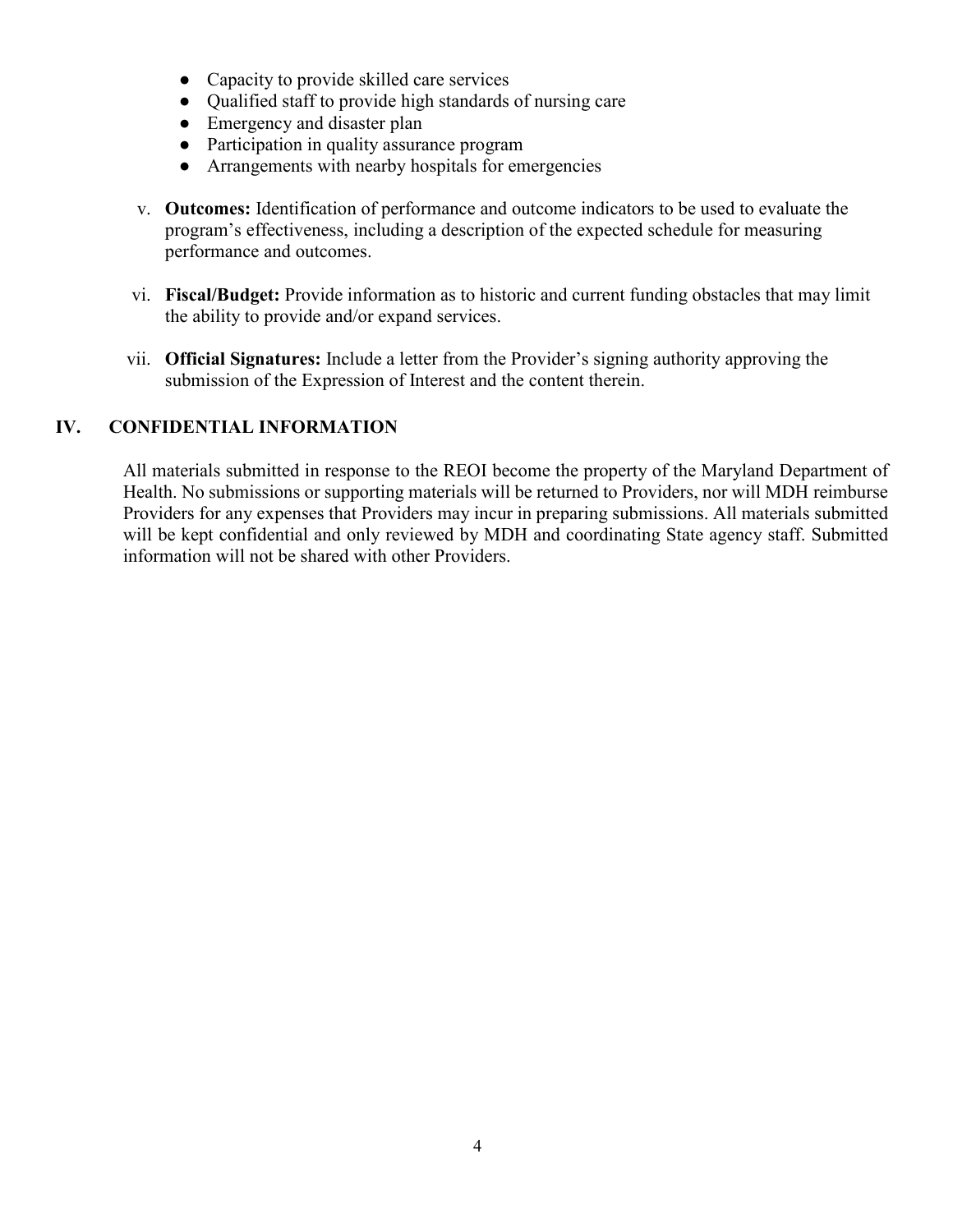- Capacity to provide skilled care services
- Qualified staff to provide high standards of nursing care
- Emergency and disaster plan
- Participation in quality assurance program
- Arrangements with nearby hospitals for emergencies

v. **Outcomes:** Identification of performance and outcome indicators to be used to evaluate the program's effectiveness, including a description of the expected schedule for measuring performance and outcomes.

vi. **Fiscal/Budget:** Provide information as to historic and current funding obstacles that may limit the ability to provide and/or expand services.

vii. **Official Signatures:** Include a letter from the Provider's signing authority approving the submission of the Expression of Interest and the content therein.

## IV. CONFIDENTIAL INFORMATION

All materials submitted in response to the REOI become the property of the Maryland Department of Health. No submissions or supporting materials will be returned to Providers, nor will MDH reimburse Providers for any expenses that Providers may incur in preparing submissions. All materials submitted will be kept confidential and only reviewed by MDH and coordinating State agency staff. Submitted information will not be shared with other Providers.